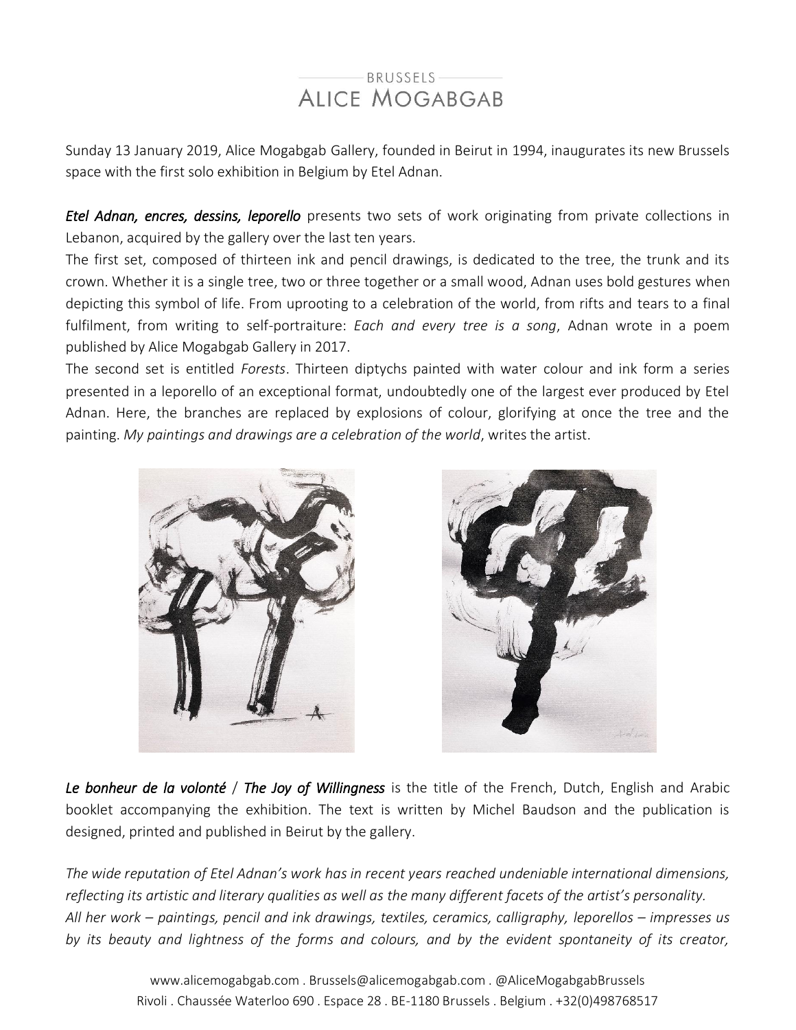BRUSSELS

# ALICE MOGABGAB

Sunday 13 January 2019, Alice Mogabgab Gallery, founded in Beirut in 1994, inaugurates its new Brussels space with the first solo exhibition in Belgium by Etel Adnan.

***Etel Adnan, encres, dessins, leporello*** presents two sets of work originating from private collections in Lebanon, acquired by the gallery over the last ten years.

The first set, composed of thirteen ink and pencil drawings, is dedicated to the tree, the trunk and its crown. Whether it is a single tree, two or three together or a small wood, Adnan uses bold gestures when depicting this symbol of life. From uprooting to a celebration of the world, from rifts and tears to a final fulfilment, from writing to self-portraiture: *Each and every tree is a song*, Adnan wrote in a poem published by Alice Mogabgab Gallery in 2017.

The second set is entitled *Forests*. Thirteen diptychs painted with water colour and ink form a series presented in a leporello of an exceptional format, undoubtedly one of the largest ever produced by Etel Adnan. Here, the branches are replaced by explosions of colour, glorifying at once the tree and the painting. *My paintings and drawings are a celebration of the world*, writes the artist.

***Le bonheur de la volonté*** / ***The Joy of Willingness*** is the title of the French, Dutch, English and Arabic booklet accompanying the exhibition. The text is written by Michel Baudson and the publication is designed, printed and published in Beirut by the gallery.

*The wide reputation of Etel Adnan's work has in recent years reached undeniable international dimensions, reflecting its artistic and literary qualities as well as the many different facets of the artist's personality.*
*All her work – paintings, pencil and ink drawings, textiles, ceramics, calligraphy, leporellos – impresses us by its beauty and lightness of the forms and colours, and by the evident spontaneity of its creator,*

www.alicemogabgab.com . Brussels@alicemogabgab.com . @AliceMogabgabBrussels
Rivoli . Chaussée Waterloo 690 . Espace 28 . BE-1180 Brussels . Belgium . +32(0)498768517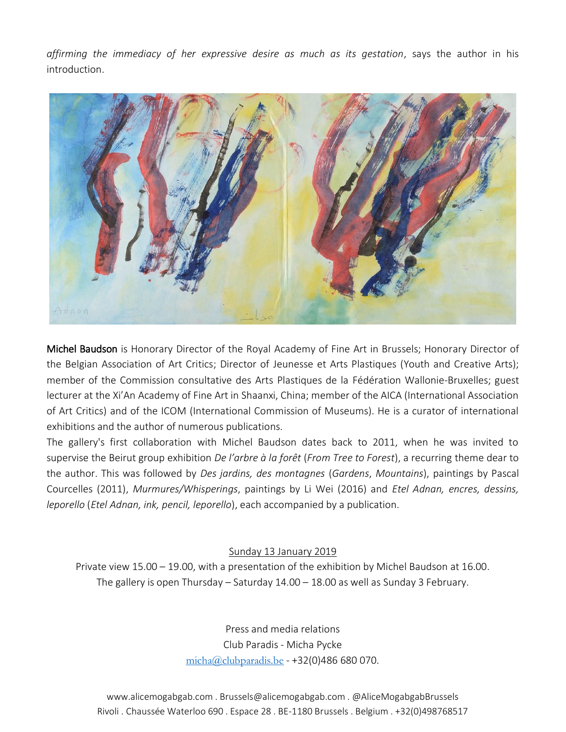*affirming the immediacy of her expressive desire as much as its gestation*, says the author in his introduction.

**Michel Baudson** is Honorary Director of the Royal Academy of Fine Art in Brussels; Honorary Director of the Belgian Association of Art Critics; Director of Jeunesse et Arts Plastiques (Youth and Creative Arts); member of the Commission consultative des Arts Plastiques de la Fédération Wallonie-Bruxelles; guest lecturer at the Xi'An Academy of Fine Art in Shaanxi, China; member of the AICA (International Association of Art Critics) and of the ICOM (International Commission of Museums). He is a curator of international exhibitions and the author of numerous publications.

The gallery's first collaboration with Michel Baudson dates back to 2011, when he was invited to supervise the Beirut group exhibition *De l'arbre à la forêt* (*From Tree to Forest*), a recurring theme dear to the author. This was followed by *Des jardins, des montagnes* (*Gardens*, *Mountains*), paintings by Pascal Courcelles (2011), *Murmures/Whisperings*, paintings by Li Wei (2016) and *Etel Adnan, encres, dessins, leporello* (*Etel Adnan, ink, pencil, leporello*), each accompanied by a publication.

Sunday 13 January 2019

Private view 15.00 – 19.00, with a presentation of the exhibition by Michel Baudson at 16.00.

The gallery is open Thursday – Saturday 14.00 – 18.00 as well as Sunday 3 February.

Press and media relations

Club Paradis - Micha Pycke

micha@clubparadis.be - +32(0)486 680 070.

www.alicemogabgab.com . Brussels@alicemogabgab.com . @AliceMogabgabBrussels

Rivoli . Chaussée Waterloo 690 . Espace 28 . BE-1180 Brussels . Belgium . +32(0)498768517